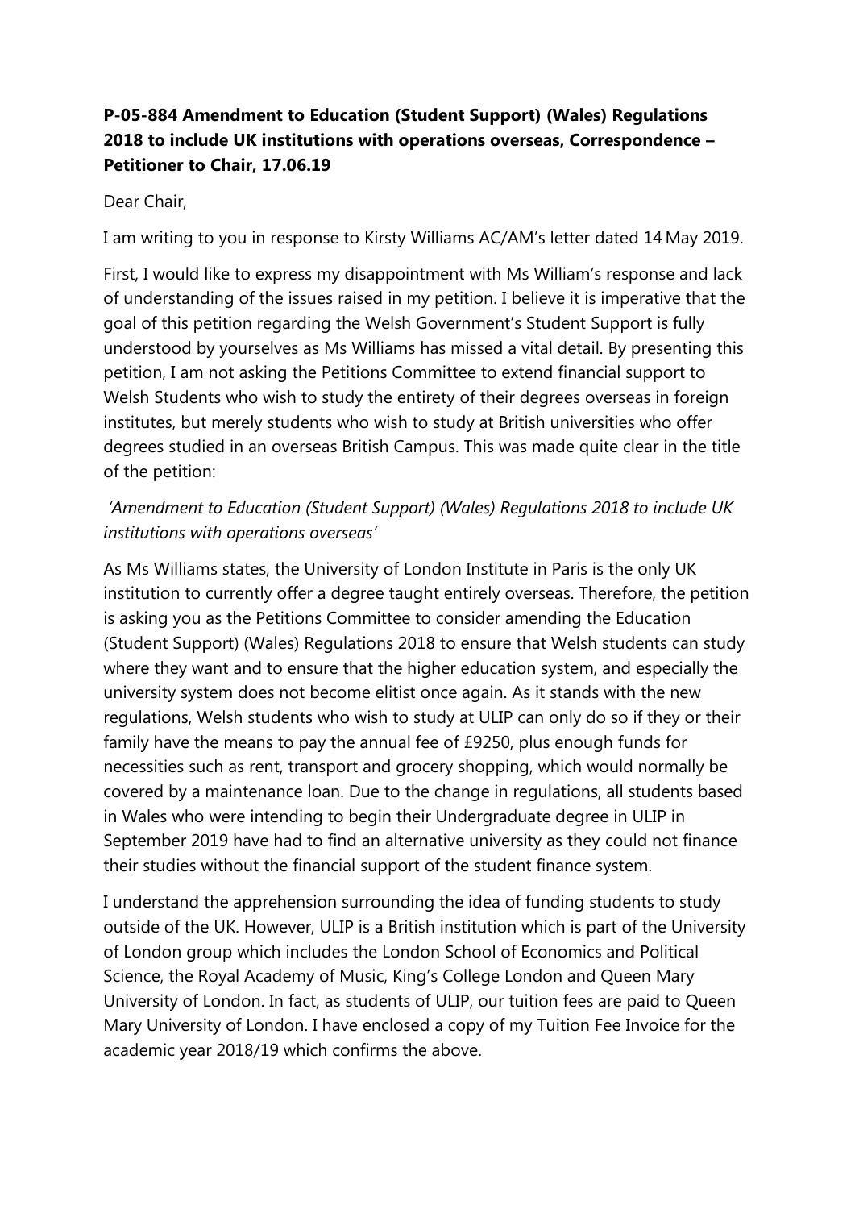**P-05-884 Amendment to Education (Student Support) (Wales) Regulations 2018 to include UK institutions with operations overseas, Correspondence – Petitioner to Chair, 17.06.19**

Dear Chair,

I am writing to you in response to Kirsty Williams AC/AM's letter dated 14 May 2019.

First, I would like to express my disappointment with Ms William's response and lack of understanding of the issues raised in my petition. I believe it is imperative that the goal of this petition regarding the Welsh Government's Student Support is fully understood by yourselves as Ms Williams has missed a vital detail. By presenting this petition, I am not asking the Petitions Committee to extend financial support to Welsh Students who wish to study the entirety of their degrees overseas in foreign institutes, but merely students who wish to study at British universities who offer degrees studied in an overseas British Campus. This was made quite clear in the title of the petition:

*'Amendment to Education (Student Support) (Wales) Regulations 2018 to include UK institutions with operations overseas'*

As Ms Williams states, the University of London Institute in Paris is the only UK institution to currently offer a degree taught entirely overseas. Therefore, the petition is asking you as the Petitions Committee to consider amending the Education (Student Support) (Wales) Regulations 2018 to ensure that Welsh students can study where they want and to ensure that the higher education system, and especially the university system does not become elitist once again. As it stands with the new regulations, Welsh students who wish to study at ULIP can only do so if they or their family have the means to pay the annual fee of £9250, plus enough funds for necessities such as rent, transport and grocery shopping, which would normally be covered by a maintenance loan. Due to the change in regulations, all students based in Wales who were intending to begin their Undergraduate degree in ULIP in September 2019 have had to find an alternative university as they could not finance their studies without the financial support of the student finance system.

I understand the apprehension surrounding the idea of funding students to study outside of the UK. However, ULIP is a British institution which is part of the University of London group which includes the London School of Economics and Political Science, the Royal Academy of Music, King's College London and Queen Mary University of London. In fact, as students of ULIP, our tuition fees are paid to Queen Mary University of London. I have enclosed a copy of my Tuition Fee Invoice for the academic year 2018/19 which confirms the above.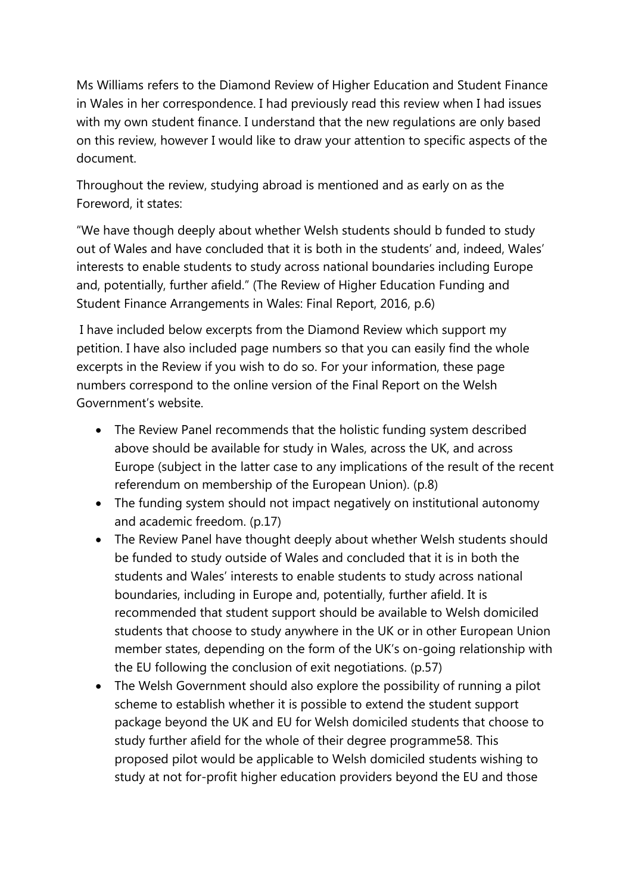Ms Williams refers to the Diamond Review of Higher Education and Student Finance in Wales in her correspondence. I had previously read this review when I had issues with my own student finance. I understand that the new regulations are only based on this review, however I would like to draw your attention to specific aspects of the document.

Throughout the review, studying abroad is mentioned and as early on as the Foreword, it states:

"We have though deeply about whether Welsh students should b funded to study out of Wales and have concluded that it is both in the students' and, indeed, Wales' interests to enable students to study across national boundaries including Europe and, potentially, further afield." (The Review of Higher Education Funding and Student Finance Arrangements in Wales: Final Report, 2016, p.6)

I have included below excerpts from the Diamond Review which support my petition. I have also included page numbers so that you can easily find the whole excerpts in the Review if you wish to do so. For your information, these page numbers correspond to the online version of the Final Report on the Welsh Government's website.

- The Review Panel recommends that the holistic funding system described above should be available for study in Wales, across the UK, and across Europe (subject in the latter case to any implications of the result of the recent referendum on membership of the European Union). (p.8)
- The funding system should not impact negatively on institutional autonomy and academic freedom. (p.17)
- The Review Panel have thought deeply about whether Welsh students should be funded to study outside of Wales and concluded that it is in both the students and Wales' interests to enable students to study across national boundaries, including in Europe and, potentially, further afield. It is recommended that student support should be available to Welsh domiciled students that choose to study anywhere in the UK or in other European Union member states, depending on the form of the UK's on-going relationship with the EU following the conclusion of exit negotiations. (p.57)
- The Welsh Government should also explore the possibility of running a pilot scheme to establish whether it is possible to extend the student support package beyond the UK and EU for Welsh domiciled students that choose to study further afield for the whole of their degree programme58. This proposed pilot would be applicable to Welsh domiciled students wishing to study at not for-profit higher education providers beyond the EU and those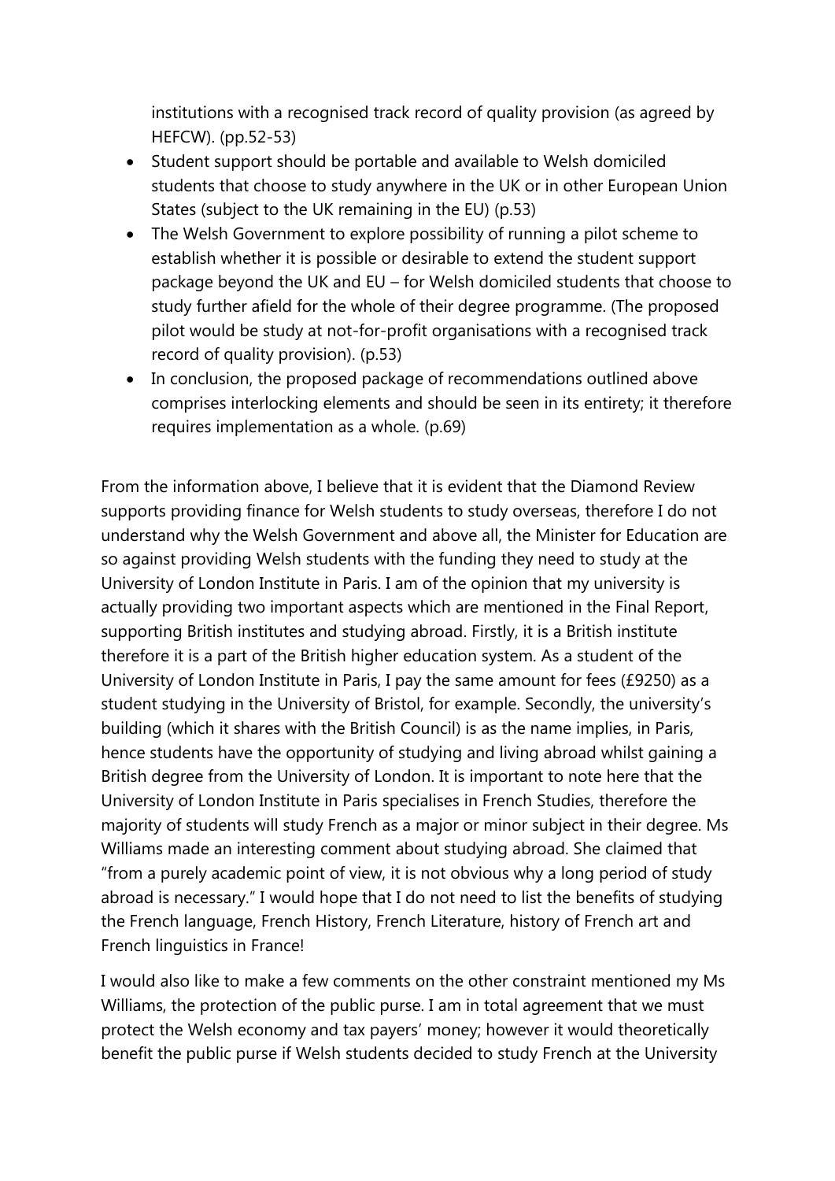institutions with a recognised track record of quality provision (as agreed by HEFCW). (pp.52-53)

- Student support should be portable and available to Welsh domiciled students that choose to study anywhere in the UK or in other European Union States (subject to the UK remaining in the EU) (p.53)
- The Welsh Government to explore possibility of running a pilot scheme to establish whether it is possible or desirable to extend the student support package beyond the UK and EU – for Welsh domiciled students that choose to study further afield for the whole of their degree programme. (The proposed pilot would be study at not-for-profit organisations with a recognised track record of quality provision). (p.53)
- In conclusion, the proposed package of recommendations outlined above comprises interlocking elements and should be seen in its entirety; it therefore requires implementation as a whole. (p.69)

From the information above, I believe that it is evident that the Diamond Review supports providing finance for Welsh students to study overseas, therefore I do not understand why the Welsh Government and above all, the Minister for Education are so against providing Welsh students with the funding they need to study at the University of London Institute in Paris. I am of the opinion that my university is actually providing two important aspects which are mentioned in the Final Report, supporting British institutes and studying abroad. Firstly, it is a British institute therefore it is a part of the British higher education system. As a student of the University of London Institute in Paris, I pay the same amount for fees (£9250) as a student studying in the University of Bristol, for example. Secondly, the university's building (which it shares with the British Council) is as the name implies, in Paris, hence students have the opportunity of studying and living abroad whilst gaining a British degree from the University of London. It is important to note here that the University of London Institute in Paris specialises in French Studies, therefore the majority of students will study French as a major or minor subject in their degree. Ms Williams made an interesting comment about studying abroad. She claimed that "from a purely academic point of view, it is not obvious why a long period of study abroad is necessary." I would hope that I do not need to list the benefits of studying the French language, French History, French Literature, history of French art and French linguistics in France!

I would also like to make a few comments on the other constraint mentioned my Ms Williams, the protection of the public purse. I am in total agreement that we must protect the Welsh economy and tax payers' money; however it would theoretically benefit the public purse if Welsh students decided to study French at the University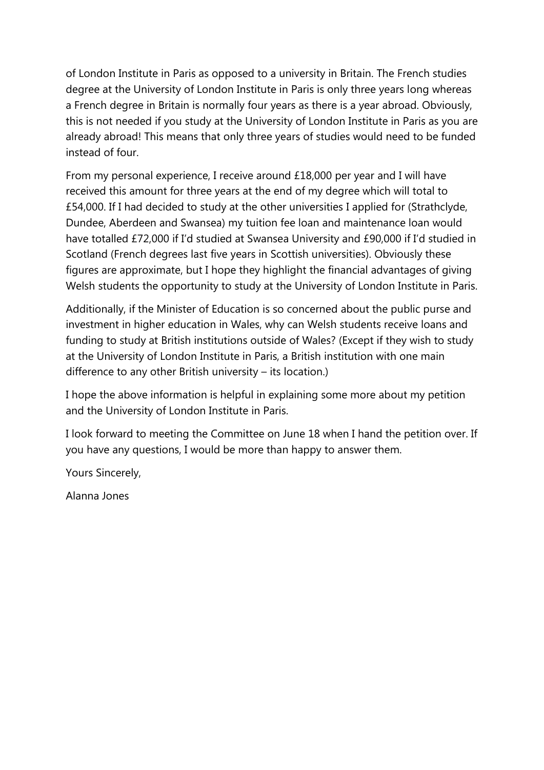of London Institute in Paris as opposed to a university in Britain. The French studies degree at the University of London Institute in Paris is only three years long whereas a French degree in Britain is normally four years as there is a year abroad. Obviously, this is not needed if you study at the University of London Institute in Paris as you are already abroad! This means that only three years of studies would need to be funded instead of four.

From my personal experience, I receive around £18,000 per year and I will have received this amount for three years at the end of my degree which will total to £54,000. If I had decided to study at the other universities I applied for (Strathclyde, Dundee, Aberdeen and Swansea) my tuition fee loan and maintenance loan would have totalled £72,000 if I'd studied at Swansea University and £90,000 if I'd studied in Scotland (French degrees last five years in Scottish universities). Obviously these figures are approximate, but I hope they highlight the financial advantages of giving Welsh students the opportunity to study at the University of London Institute in Paris.

Additionally, if the Minister of Education is so concerned about the public purse and investment in higher education in Wales, why can Welsh students receive loans and funding to study at British institutions outside of Wales? (Except if they wish to study at the University of London Institute in Paris, a British institution with one main difference to any other British university – its location.)

I hope the above information is helpful in explaining some more about my petition and the University of London Institute in Paris.

I look forward to meeting the Committee on June 18 when I hand the petition over. If you have any questions, I would be more than happy to answer them.

Yours Sincerely,

Alanna Jones